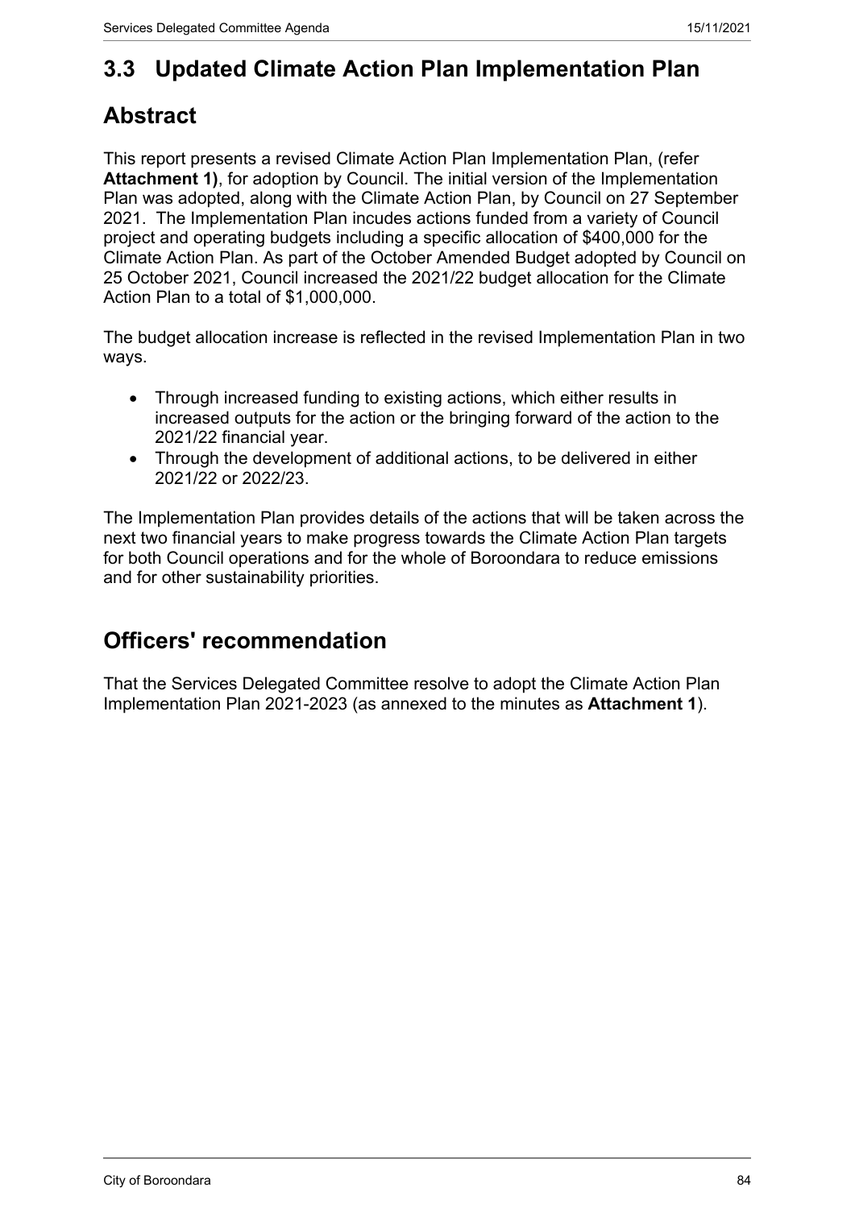## 3.3 Updated Climate Action Plan Implementation Plan

## Abstract

This report presents a revised Climate Action Plan Implementation Plan, (refer **Attachment 1)**, for adoption by Council. The initial version of the Implementation Plan was adopted, along with the Climate Action Plan, by Council on 27 September 2021. The Implementation Plan incudes actions funded from a variety of Council project and operating budgets including a specific allocation of $400,000 for the Climate Action Plan. As part of the October Amended Budget adopted by Council on 25 October 2021, Council increased the 2021/22 budget allocation for the Climate Action Plan to a total of $1,000,000.

The budget allocation increase is reflected in the revised Implementation Plan in two ways.

- Through increased funding to existing actions, which either results in increased outputs for the action or the bringing forward of the action to the 2021/22 financial year.
- Through the development of additional actions, to be delivered in either 2021/22 or 2022/23.

The Implementation Plan provides details of the actions that will be taken across the next two financial years to make progress towards the Climate Action Plan targets for both Council operations and for the whole of Boroondara to reduce emissions and for other sustainability priorities.

## Officers' recommendation

That the Services Delegated Committee resolve to adopt the Climate Action Plan Implementation Plan 2021-2023 (as annexed to the minutes as **Attachment 1**).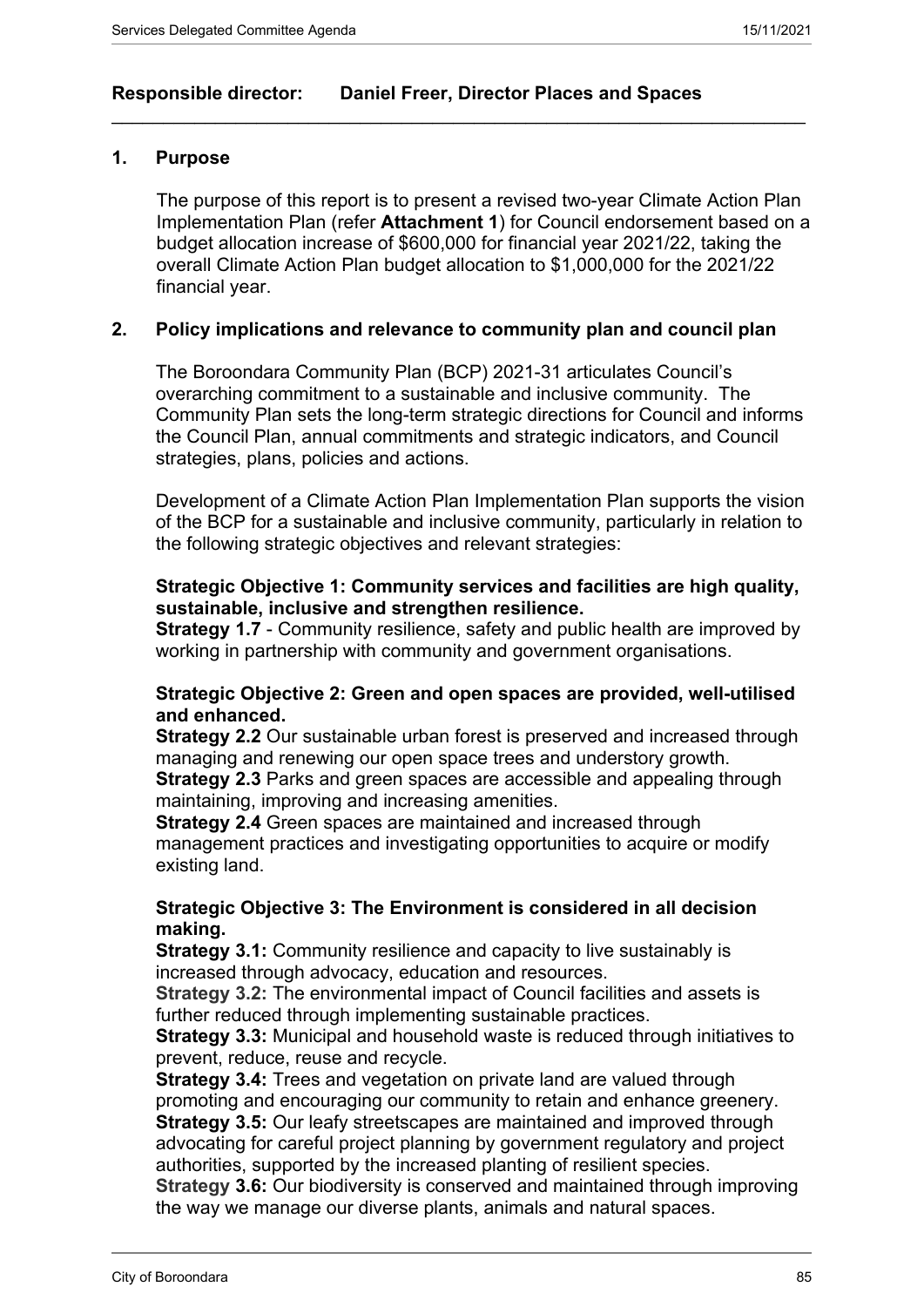**Responsible director: Daniel Freer, Director Places and Spaces**

## 1. Purpose

The purpose of this report is to present a revised two-year Climate Action Plan Implementation Plan (refer **Attachment 1**) for Council endorsement based on a budget allocation increase of $600,000 for financial year 2021/22, taking the overall Climate Action Plan budget allocation to $1,000,000 for the 2021/22 financial year.

## 2. Policy implications and relevance to community plan and council plan

The Boroondara Community Plan (BCP) 2021-31 articulates Council's overarching commitment to a sustainable and inclusive community. The Community Plan sets the long-term strategic directions for Council and informs the Council Plan, annual commitments and strategic indicators, and Council strategies, plans, policies and actions.

Development of a Climate Action Plan Implementation Plan supports the vision of the BCP for a sustainable and inclusive community, particularly in relation to the following strategic objectives and relevant strategies:

**Strategic Objective 1: Community services and facilities are high quality, sustainable, inclusive and strengthen resilience.**
**Strategy 1.7** - Community resilience, safety and public health are improved by working in partnership with community and government organisations.

**Strategic Objective 2: Green and open spaces are provided, well-utilised and enhanced.**
**Strategy 2.2** Our sustainable urban forest is preserved and increased through managing and renewing our open space trees and understory growth.
**Strategy 2.3** Parks and green spaces are accessible and appealing through maintaining, improving and increasing amenities.
**Strategy 2.4** Green spaces are maintained and increased through management practices and investigating opportunities to acquire or modify existing land.

**Strategic Objective 3: The Environment is considered in all decision making.**
**Strategy 3.1:** Community resilience and capacity to live sustainably is increased through advocacy, education and resources.
**Strategy 3.2:** The environmental impact of Council facilities and assets is further reduced through implementing sustainable practices.
**Strategy 3.3:** Municipal and household waste is reduced through initiatives to prevent, reduce, reuse and recycle.
**Strategy 3.4:** Trees and vegetation on private land are valued through promoting and encouraging our community to retain and enhance greenery.
**Strategy 3.5:** Our leafy streetscapes are maintained and improved through advocating for careful project planning by government regulatory and project authorities, supported by the increased planting of resilient species.
**Strategy 3.6:** Our biodiversity is conserved and maintained through improving the way we manage our diverse plants, animals and natural spaces.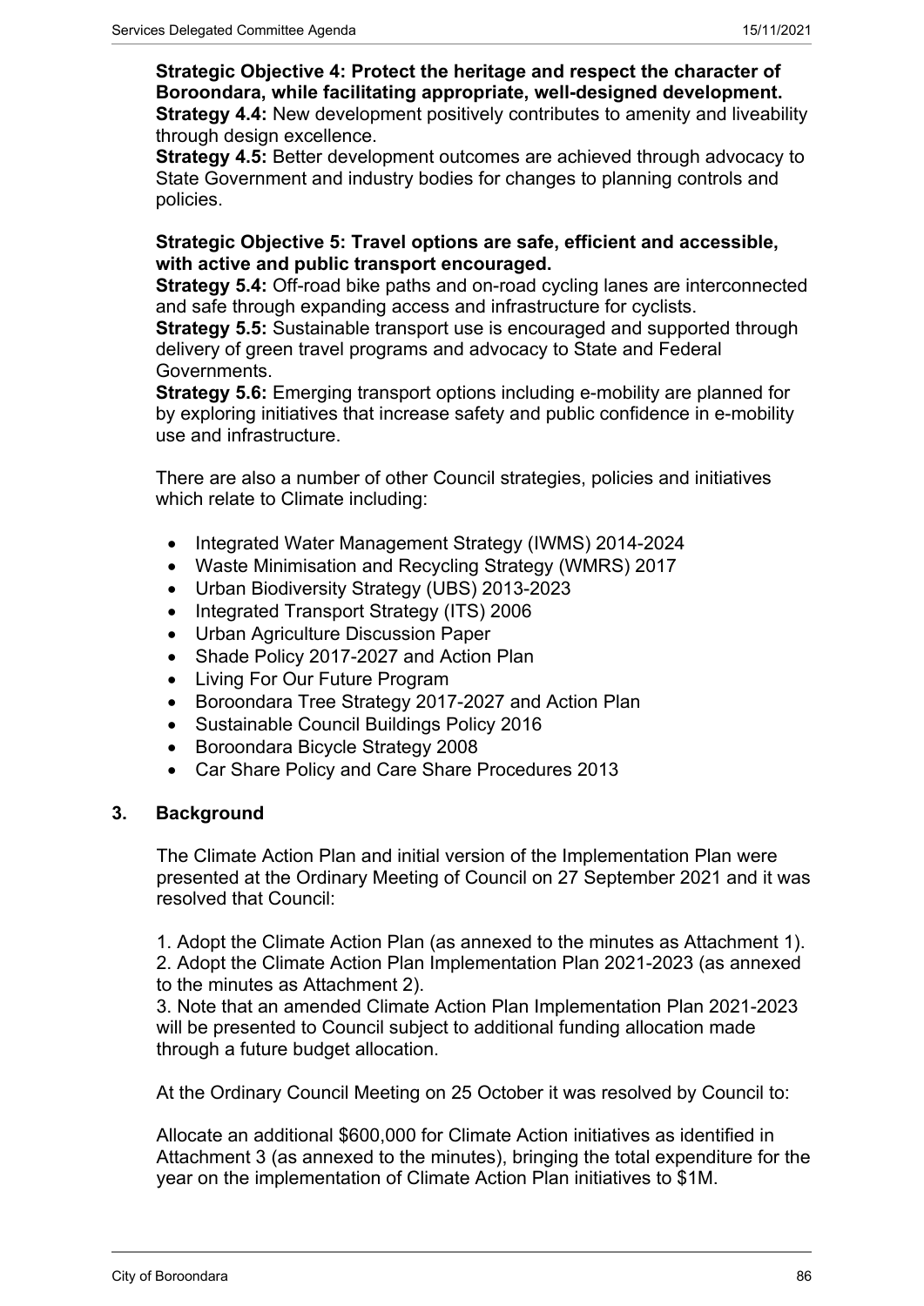**Strategic Objective 4: Protect the heritage and respect the character of Boroondara, while facilitating appropriate, well-designed development.**
**Strategy 4.4:** New development positively contributes to amenity and liveability through design excellence.
**Strategy 4.5:** Better development outcomes are achieved through advocacy to State Government and industry bodies for changes to planning controls and policies.

**Strategic Objective 5: Travel options are safe, efficient and accessible, with active and public transport encouraged.**
**Strategy 5.4:** Off-road bike paths and on-road cycling lanes are interconnected and safe through expanding access and infrastructure for cyclists.
**Strategy 5.5:** Sustainable transport use is encouraged and supported through delivery of green travel programs and advocacy to State and Federal Governments.
**Strategy 5.6:** Emerging transport options including e-mobility are planned for by exploring initiatives that increase safety and public confidence in e-mobility use and infrastructure.

There are also a number of other Council strategies, policies and initiatives which relate to Climate including:

- Integrated Water Management Strategy (IWMS) 2014-2024
- Waste Minimisation and Recycling Strategy (WMRS) 2017
- Urban Biodiversity Strategy (UBS) 2013-2023
- Integrated Transport Strategy (ITS) 2006
- Urban Agriculture Discussion Paper
- Shade Policy 2017-2027 and Action Plan
- Living For Our Future Program
- Boroondara Tree Strategy 2017-2027 and Action Plan
- Sustainable Council Buildings Policy 2016
- Boroondara Bicycle Strategy 2008
- Car Share Policy and Care Share Procedures 2013

## 3. Background

The Climate Action Plan and initial version of the Implementation Plan were presented at the Ordinary Meeting of Council on 27 September 2021 and it was resolved that Council:

1. Adopt the Climate Action Plan (as annexed to the minutes as Attachment 1).
2. Adopt the Climate Action Plan Implementation Plan 2021-2023 (as annexed to the minutes as Attachment 2).
3. Note that an amended Climate Action Plan Implementation Plan 2021-2023 will be presented to Council subject to additional funding allocation made through a future budget allocation.

At the Ordinary Council Meeting on 25 October it was resolved by Council to:

Allocate an additional $600,000 for Climate Action initiatives as identified in Attachment 3 (as annexed to the minutes), bringing the total expenditure for the year on the implementation of Climate Action Plan initiatives to $1M.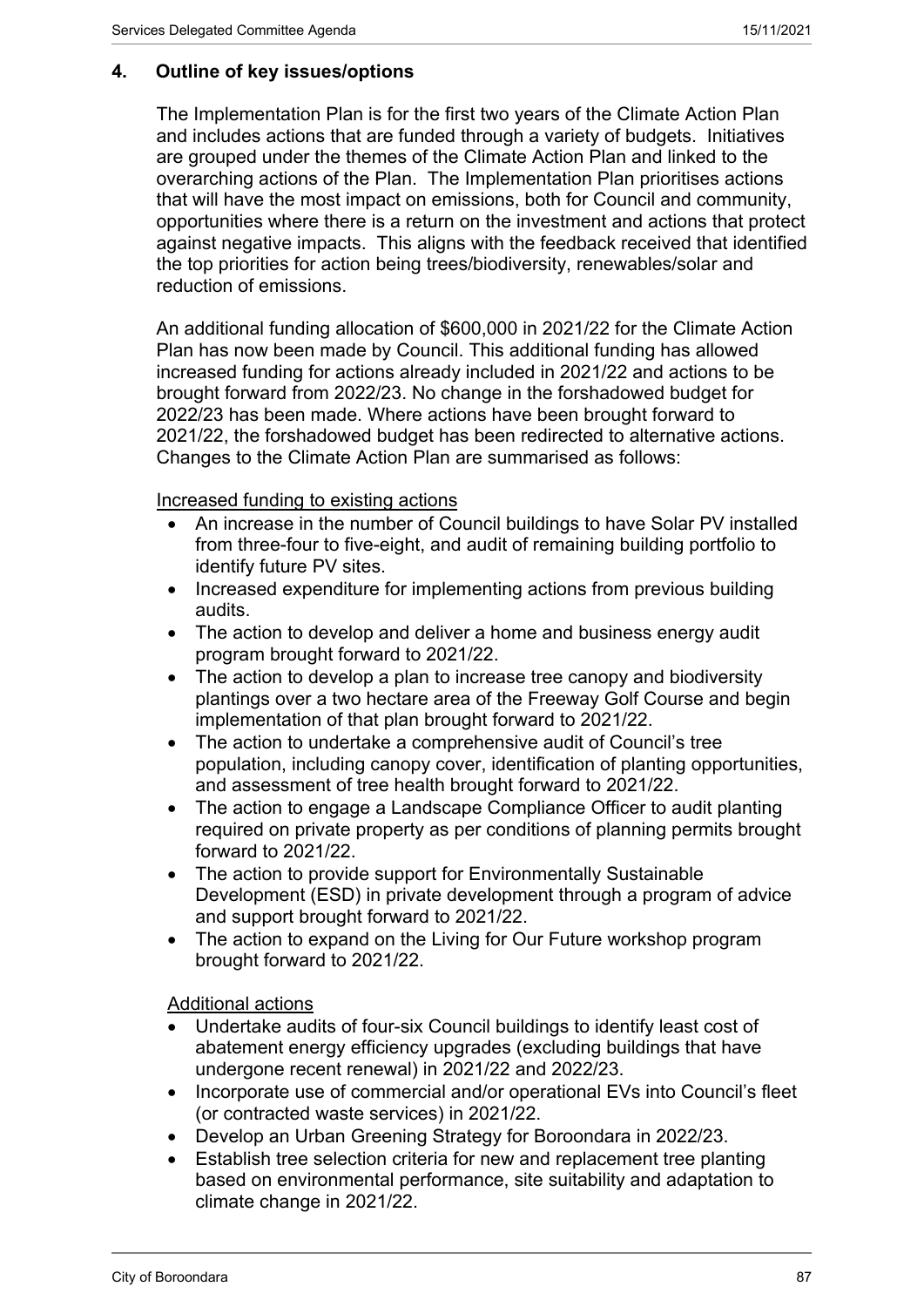## 4. Outline of key issues/options

The Implementation Plan is for the first two years of the Climate Action Plan and includes actions that are funded through a variety of budgets. Initiatives are grouped under the themes of the Climate Action Plan and linked to the overarching actions of the Plan. The Implementation Plan prioritises actions that will have the most impact on emissions, both for Council and community, opportunities where there is a return on the investment and actions that protect against negative impacts. This aligns with the feedback received that identified the top priorities for action being trees/biodiversity, renewables/solar and reduction of emissions.

An additional funding allocation of $600,000 in 2021/22 for the Climate Action Plan has now been made by Council. This additional funding has allowed increased funding for actions already included in 2021/22 and actions to be brought forward from 2022/23. No change in the forshadowed budget for 2022/23 has been made. Where actions have been brought forward to 2021/22, the forshadowed budget has been redirected to alternative actions. Changes to the Climate Action Plan are summarised as follows:

<u>Increased funding to existing actions</u>

- An increase in the number of Council buildings to have Solar PV installed from three-four to five-eight, and audit of remaining building portfolio to identify future PV sites.
- Increased expenditure for implementing actions from previous building audits.
- The action to develop and deliver a home and business energy audit program brought forward to 2021/22.
- The action to develop a plan to increase tree canopy and biodiversity plantings over a two hectare area of the Freeway Golf Course and begin implementation of that plan brought forward to 2021/22.
- The action to undertake a comprehensive audit of Council's tree population, including canopy cover, identification of planting opportunities, and assessment of tree health brought forward to 2021/22.
- The action to engage a Landscape Compliance Officer to audit planting required on private property as per conditions of planning permits brought forward to 2021/22.
- The action to provide support for Environmentally Sustainable Development (ESD) in private development through a program of advice and support brought forward to 2021/22.
- The action to expand on the Living for Our Future workshop program brought forward to 2021/22.

<u>Additional actions</u>

- Undertake audits of four-six Council buildings to identify least cost of abatement energy efficiency upgrades (excluding buildings that have undergone recent renewal) in 2021/22 and 2022/23.
- Incorporate use of commercial and/or operational EVs into Council's fleet (or contracted waste services) in 2021/22.
- Develop an Urban Greening Strategy for Boroondara in 2022/23.
- Establish tree selection criteria for new and replacement tree planting based on environmental performance, site suitability and adaptation to climate change in 2021/22.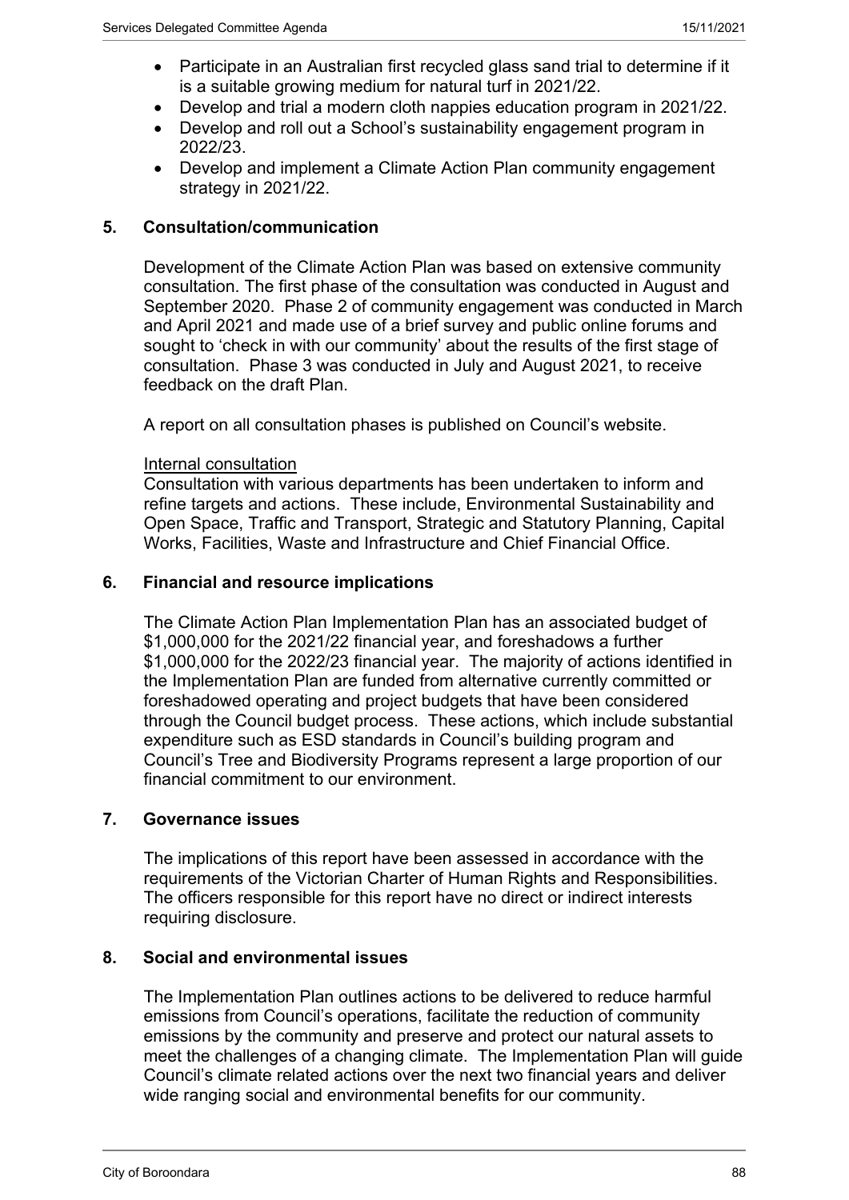- Participate in an Australian first recycled glass sand trial to determine if it is a suitable growing medium for natural turf in 2021/22.
- Develop and trial a modern cloth nappies education program in 2021/22.
- Develop and roll out a School's sustainability engagement program in 2022/23.
- Develop and implement a Climate Action Plan community engagement strategy in 2021/22.

## 5. Consultation/communication

Development of the Climate Action Plan was based on extensive community consultation. The first phase of the consultation was conducted in August and September 2020. Phase 2 of community engagement was conducted in March and April 2021 and made use of a brief survey and public online forums and sought to 'check in with our community' about the results of the first stage of consultation. Phase 3 was conducted in July and August 2021, to receive feedback on the draft Plan.

A report on all consultation phases is published on Council's website.

Internal consultation

Consultation with various departments has been undertaken to inform and refine targets and actions. These include, Environmental Sustainability and Open Space, Traffic and Transport, Strategic and Statutory Planning, Capital Works, Facilities, Waste and Infrastructure and Chief Financial Office.

## 6. Financial and resource implications

The Climate Action Plan Implementation Plan has an associated budget of $1,000,000 for the 2021/22 financial year, and foreshadows a further $1,000,000 for the 2022/23 financial year. The majority of actions identified in the Implementation Plan are funded from alternative currently committed or foreshadowed operating and project budgets that have been considered through the Council budget process. These actions, which include substantial expenditure such as ESD standards in Council's building program and Council's Tree and Biodiversity Programs represent a large proportion of our financial commitment to our environment.

## 7. Governance issues

The implications of this report have been assessed in accordance with the requirements of the Victorian Charter of Human Rights and Responsibilities. The officers responsible for this report have no direct or indirect interests requiring disclosure.

## 8. Social and environmental issues

The Implementation Plan outlines actions to be delivered to reduce harmful emissions from Council's operations, facilitate the reduction of community emissions by the community and preserve and protect our natural assets to meet the challenges of a changing climate. The Implementation Plan will guide Council's climate related actions over the next two financial years and deliver wide ranging social and environmental benefits for our community.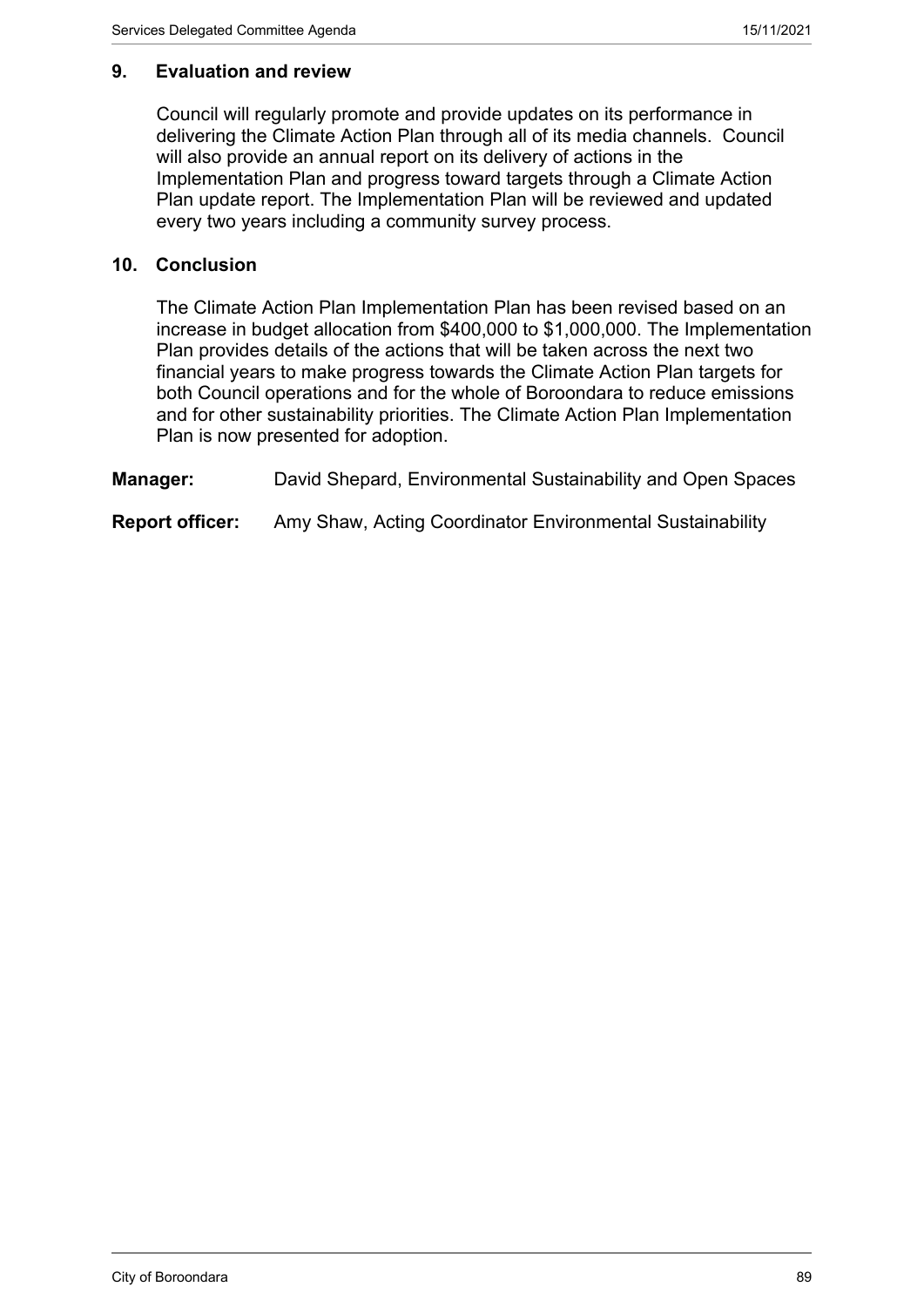## 9. Evaluation and review

Council will regularly promote and provide updates on its performance in delivering the Climate Action Plan through all of its media channels. Council will also provide an annual report on its delivery of actions in the Implementation Plan and progress toward targets through a Climate Action Plan update report. The Implementation Plan will be reviewed and updated every two years including a community survey process.

## 10. Conclusion

The Climate Action Plan Implementation Plan has been revised based on an increase in budget allocation from $400,000 to $1,000,000. The Implementation Plan provides details of the actions that will be taken across the next two financial years to make progress towards the Climate Action Plan targets for both Council operations and for the whole of Boroondara to reduce emissions and for other sustainability priorities. The Climate Action Plan Implementation Plan is now presented for adoption.

**Manager:** David Shepard, Environmental Sustainability and Open Spaces

**Report officer:** Amy Shaw, Acting Coordinator Environmental Sustainability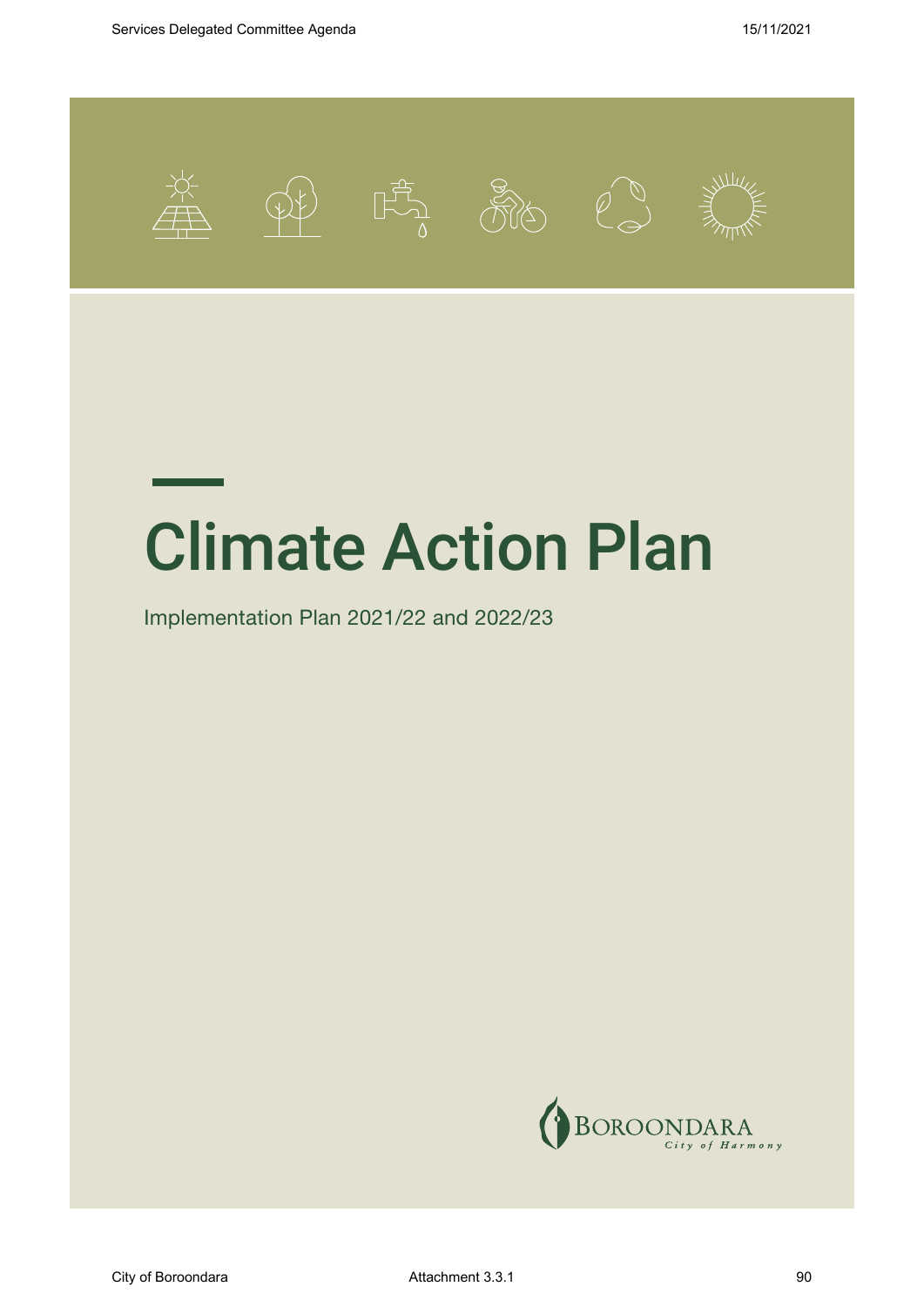# Climate Action Plan

Implementation Plan 2021/22 and 2022/23

BOROONDARA
*City of Harmony*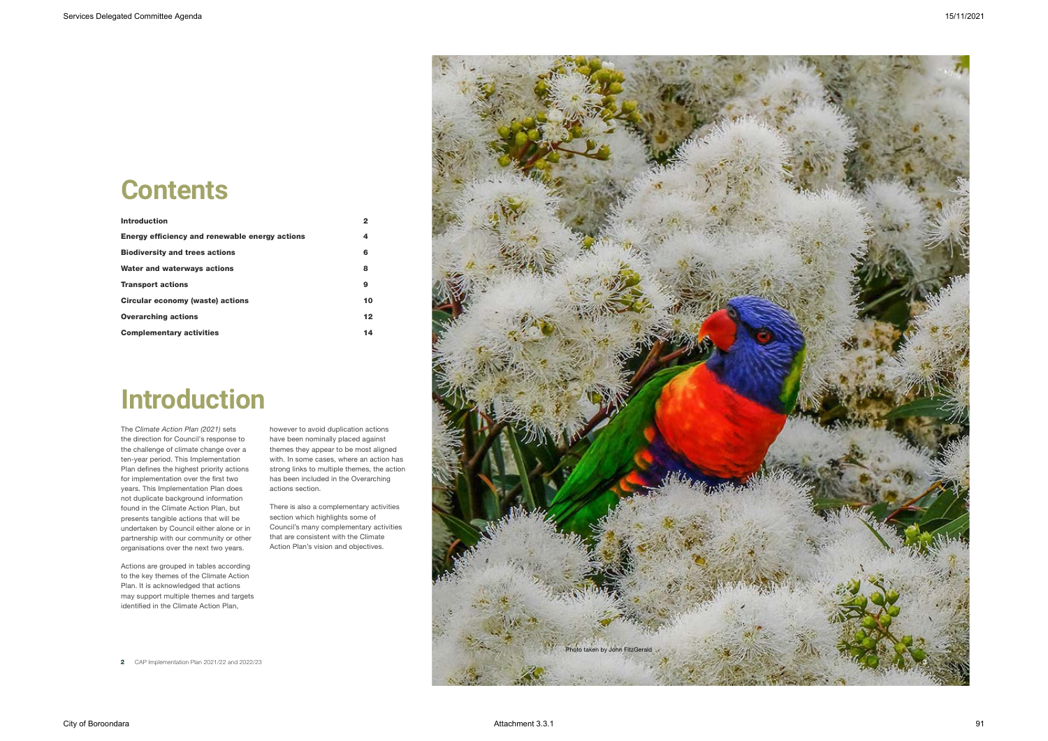# Contents

| Section | Page |
|---|---|
| **Introduction** | **2** |
| **Energy efficiency and renewable energy actions** | **4** |
| **Biodiversity and trees actions** | **6** |
| **Water and waterways actions** | **8** |
| **Transport actions** | **9** |
| **Circular economy (waste) actions** | **10** |
| **Overarching actions** | **12** |
| **Complementary activities** | **14** |

# Introduction

The *Climate Action Plan (2021)* sets the direction for Council's response to the challenge of climate change over a ten-year period. This Implementation Plan defines the highest priority actions for implementation over the first two years. This Implementation Plan does not duplicate background information found in the Climate Action Plan, but presents tangible actions that will be undertaken by Council either alone or in partnership with our community or other organisations over the next two years.

Actions are grouped in tables according to the key themes of the Climate Action Plan. It is acknowledged that actions may support multiple themes and targets identified in the Climate Action Plan, however to avoid duplication actions have been nominally placed against themes they appear to be most aligned with. In some cases, where an action has strong links to multiple themes, the action has been included in the Overarching actions section.

There is also a complementary activities section which highlights some of Council's many complementary activities that are consistent with the Climate Action Plan's vision and objectives.

Photo taken by John FitzGerald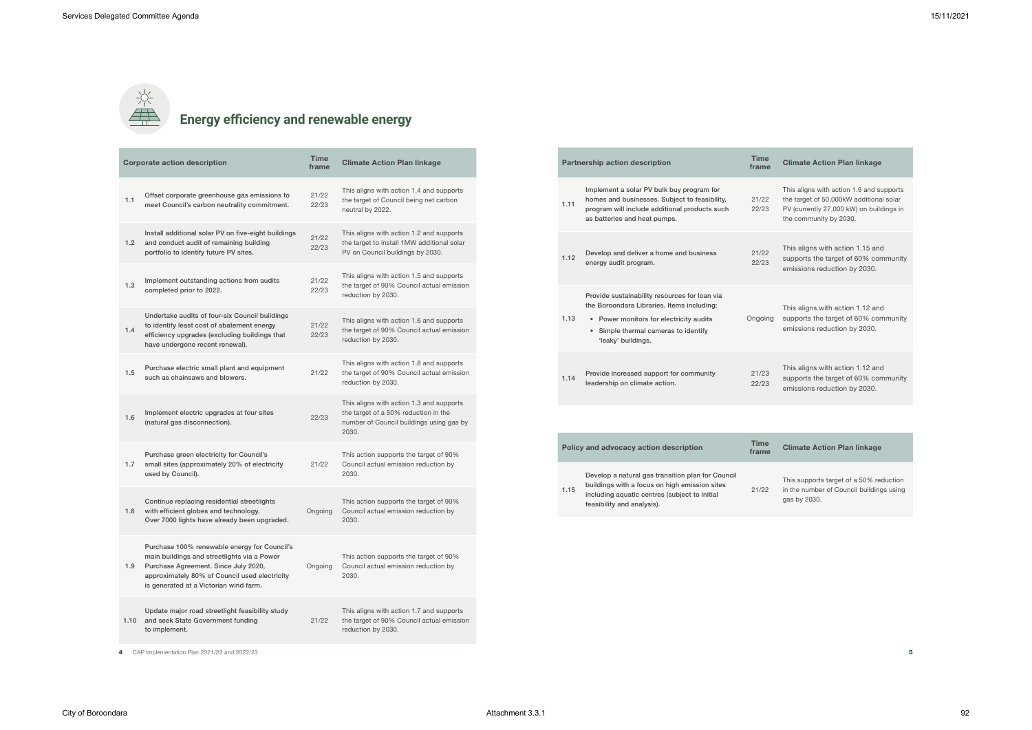## Energy efficiency and renewable energy

| | Corporate action description | Time frame | Climate Action Plan linkage |
|---|---|---|---|
| 1.1 | Offset corporate greenhouse gas emissions to meet Council's carbon neutrality commitment. | 21/22 22/23 | This aligns with action 1.4 and supports the target of Council being net carbon neutral by 2022. |
| 1.2 | Install additional solar PV on five-eight buildings and conduct audit of remaining building portfolio to identify future PV sites. | 21/22 22/23 | This aligns with action 1.2 and supports the target to install 1MW additional solar PV on Council buildings by 2030. |
| 1.3 | Implement outstanding actions from audits completed prior to 2022. | 21/22 22/23 | This aligns with action 1.5 and supports the target of 90% Council actual emission reduction by 2030. |
| 1.4 | Undertake audits of four-six Council buildings to identify least cost of abatement energy efficiency upgrades (excluding buildings that have undergone recent renewal). | 21/22 22/23 | This aligns with action 1.6 and supports the target of 90% Council actual emission reduction by 2030. |
| 1.5 | Purchase electric small plant and equipment such as chainsaws and blowers. | 21/22 | This aligns with action 1.8 and supports the target of 90% Council actual emission reduction by 2030. |
| 1.6 | Implement electric upgrades at four sites (natural gas disconnection). | 22/23 | This aligns with action 1.3 and supports the target of a 50% reduction in the number of Council buildings using gas by 2030. |
| 1.7 | Purchase green electricity for Council's small sites (approximately 20% of electricity used by Council). | 21/22 | This action supports the target of 90% Council actual emission reduction by 2030. |
| 1.8 | Continue replacing residential streetlights with efficient globes and technology. Over 7000 lights have already been upgraded. | Ongoing | This action supports the target of 90% Council actual emission reduction by 2030. |
| 1.9 | Purchase 100% renewable energy for Council's main buildings and streetlights via a Power Purchase Agreement. Since July 2020, approximately 80% of Council used electricity is generated at a Victorian wind farm. | Ongoing | This action supports the target of 90% Council actual emission reduction by 2030. |
| 1.10 | Update major road streetlight feasibility study and seek State Government funding to implement. | 21/22 | This aligns with action 1.7 and supports the target of 90% Council actual emission reduction by 2030. |

| | Partnership action description | Time frame | Climate Action Plan linkage |
|---|---|---|---|
| 1.11 | Implement a solar PV bulk buy program for homes and businesses. Subject to feasibility, program will include additional products such as batteries and heat pumps. | 21/22 22/23 | This aligns with action 1.9 and supports the target of 50,000kW additional solar PV (currently 27,000 kW) on buildings in the community by 2030. |
| 1.12 | Develop and deliver a home and business energy audit program. | 21/22 22/23 | This aligns with action 1.15 and supports the target of 60% community emissions reduction by 2030. |
| 1.13 | Provide sustainability resources for loan via the Boroondara Libraries. Items including:<br>• Power monitors for electricity audits<br>• Simple thermal cameras to identify 'leaky' buildings. | Ongoing | This aligns with action 1.12 and supports the target of 60% community emissions reduction by 2030. |
| 1.14 | Provide increased support for community leadership on climate action. | 21/23 22/23 | This aligns with action 1.12 and supports the target of 60% community emissions reduction by 2030. |

| | Policy and advocacy action description | Time frame | Climate Action Plan linkage |
|---|---|---|---|
| 1.15 | Develop a natural gas transition plan for Council buildings with a focus on high emission sites including aquatic centres (subject to initial feasibility and analysis). | 21/22 | This supports target of a 50% reduction in the number of Council buildings using gas by 2030. |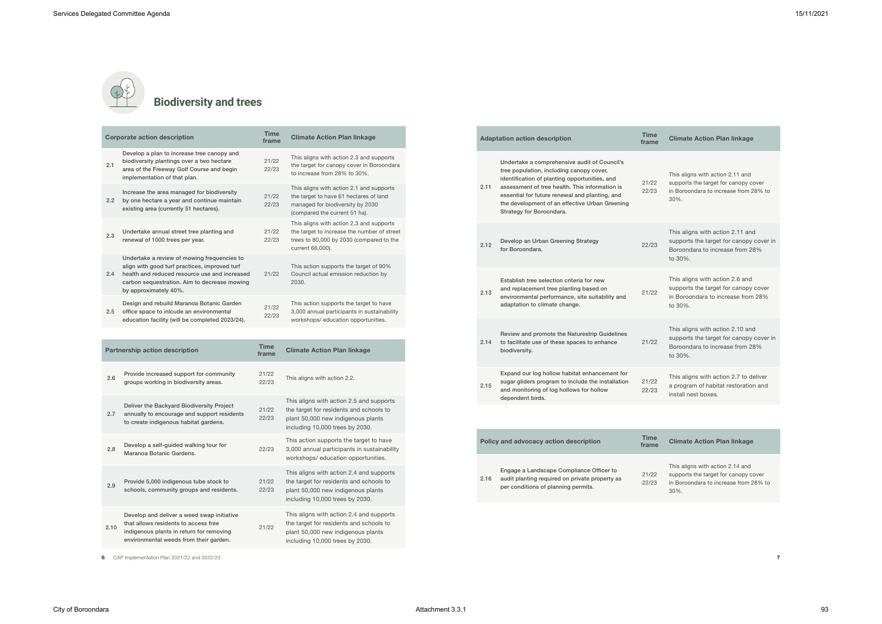## Biodiversity and trees

| | Corporate action description | Time frame | Climate Action Plan linkage |
|---|---|---|---|
| 2.1 | Develop a plan to increase tree canopy and biodiversity plantings over a two hectare area of the Freeway Golf Course and begin implementation of that plan. | 21/22 22/23 | This aligns with action 2.3 and supports the target for canopy cover in Boroondara to increase from 28% to 30%. |
| 2.2 | Increase the area managed for biodiversity by one hectare a year and continue maintain existing area (currently 51 hectares). | 21/22 22/23 | This aligns with action 2.1 and supports the target to have 61 hectares of land managed for biodiversity by 2030 (compared the current 51 ha). |
| 2.3 | Undertake annual street tree planting and renewal of 1000 trees per year. | 21/22 22/23 | This aligns with action 2.3 and supports the target to increase the number of street trees to 80,000 by 2030 (compared to the current 66,000). |
| 2.4 | Undertake a review of mowing frequencies to align with good turf practices, improved turf health and reduced resource use and increased carbon sequestration. Aim to decrease mowing by approximately 40%. | 21/22 | This action supports the target of 90% Council actual emission reduction by 2030. |
| 2.5 | Design and rebuild Maranoa Botanic Garden office space to inlcude an environmental education facility (will be completed 2023/24). | 21/22 22/23 | This action supports the target to have 3,000 annual participants in sustainability workshops/ education opportunities. |

| | Partnership action description | Time frame | Climate Action Plan linkage |
|---|---|---|---|
| 2.6 | Provide increased support for community groups working in biodiversity areas. | 21/22 22/23 | This aligns with action 2.2. |
| 2.7 | Deliver the Backyard Biodiversity Project annually to encourage and support residents to create indigenous habitat gardens. | 21/22 22/23 | This aligns with action 2.5 and supports the target for residents and schools to plant 50,000 new indigenous plants including 10,000 trees by 2030. |
| 2.8 | Develop a self-guided walking tour for Maranoa Botanic Gardens. | 22/23 | This action supports the target to have 3,000 annual participants in sustainability workshops/ education opportunities. |
| 2.9 | Provide 5,000 indigenous tube stock to schools, community groups and residents. | 21/22 22/23 | This aligns with action 2.4 and supports the target for residents and schools to plant 50,000 new indigenous plants including 10,000 trees by 2030. |
| 2.10 | Develop and deliver a weed swap initiative that allows residents to access free indigenous plants in return for removing environmental weeds from their garden. | 21/22 | This aligns with action 2.4 and supports the target for residents and schools to plant 50,000 new indigenous plants including 10,000 trees by 2030. |

| | Adaptation action description | Time frame | Climate Action Plan linkage |
|---|---|---|---|
| 2.11 | Undertake a comprehensive audit of Council's tree population, including canopy cover, identification of planting opportunities, and assessment of tree health. This information is essential for future renewal and planting, and the development of an effective Urban Greening Strategy for Boroondara. | 21/22 22/23 | This aligns with action 2.11 and supports the target for canopy cover in Boroondara to increase from 28% to 30%. |
| 2.12 | Develop an Urban Greening Strategy for Boroondara. | 22/23 | This aligns with action 2.11 and supports the target for canopy cover in Boroondara to increase from 28% to 30%. |
| 2.13 | Establish tree selection criteria for new and replacement tree planting based on environmental performance, site suitability and adaptation to climate change. | 21/22 | This aligns with action 2.6 and supports the target for canopy cover in Boroondara to increase from 28% to 30%. |
| 2.14 | Review and promote the Naturestrip Guidelines to facilitate use of these spaces to enhance biodiversity. | 21/22 | This aligns with action 2.10 and supports the target for canopy cover in Boroondara to increase from 28% to 30%. |
| 2.15 | Expand our log hollow habitat enhancement for sugar gliders program to include the installation and monitoring of log hollows for hollow dependent birds. | 21/22 22/23 | This aligns with action 2.7 to deliver a program of habitat restoration and install nest boxes. |

| | Policy and advocacy action description | Time frame | Climate Action Plan linkage |
|---|---|---|---|
| 2.16 | Engage a Landscape Compliance Officer to audit planting required on private property as per conditions of planning permits. | 21/22 22/23 | This aligns with action 2.14 and supports the target for canopy cover in Boroondara to increase from 28% to 30%. |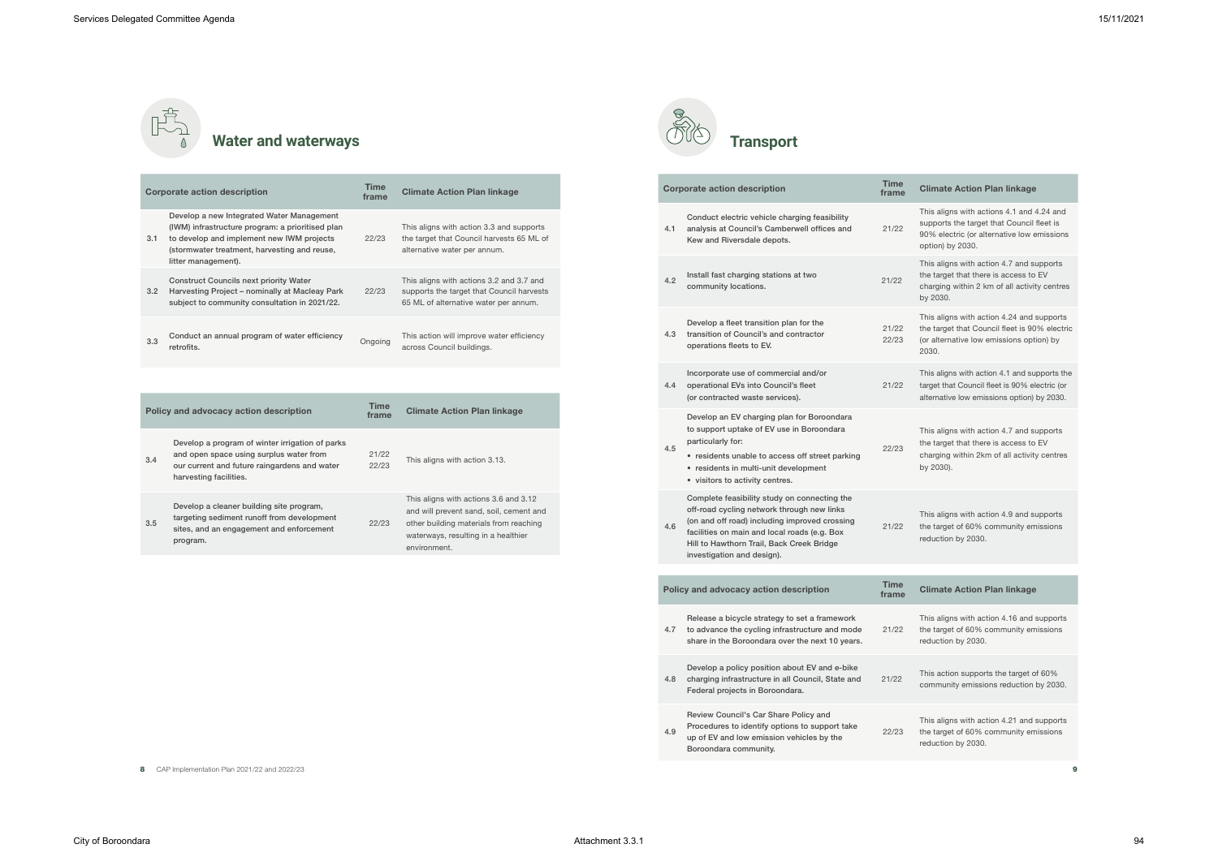## Water and waterways

| | Corporate action description | Time frame | Climate Action Plan linkage |
|---|---|---|---|
| 3.1 | Develop a new Integrated Water Management (IWM) infrastructure program: a prioritised plan to develop and implement new IWM projects (stormwater treatment, harvesting and reuse, litter management). | 22/23 | This aligns with action 3.3 and supports the target that Council harvests 65 ML of alternative water per annum. |
| 3.2 | Construct Councils next priority Water Harvesting Project – nominally at Macleay Park subject to community consultation in 2021/22. | 22/23 | This aligns with actions 3.2 and 3.7 and supports the target that Council harvests 65 ML of alternative water per annum. |
| 3.3 | Conduct an annual program of water efficiency retrofits. | Ongoing | This action will improve water efficiency across Council buildings. |

| | Policy and advocacy action description | Time frame | Climate Action Plan linkage |
|---|---|---|---|
| 3.4 | Develop a program of winter irrigation of parks and open space using surplus water from our current and future raingardens and water harvesting facilities. | 21/22 22/23 | This aligns with action 3.13. |
| 3.5 | Develop a cleaner building site program, targeting sediment runoff from development sites, and an engagement and enforcement program. | 22/23 | This aligns with actions 3.6 and 3.12 and will prevent sand, soil, cement and other building materials from reaching waterways, resulting in a healthier environment. |

## Transport

| | Corporate action description | Time frame | Climate Action Plan linkage |
|---|---|---|---|
| 4.1 | Conduct electric vehicle charging feasibility analysis at Council's Camberwell offices and Kew and Riversdale depots. | 21/22 | This aligns with actions 4.1 and 4.24 and supports the target that Council fleet is 90% electric (or alternative low emissions option) by 2030. |
| 4.2 | Install fast charging stations at two community locations. | 21/22 | This aligns with action 4.7 and supports the target that there is access to EV charging within 2 km of all activity centres by 2030. |
| 4.3 | Develop a fleet transition plan for the transition of Council's and contractor operations fleets to EV. | 21/22 22/23 | This aligns with action 4.24 and supports the target that Council fleet is 90% electric (or alternative low emissions option) by 2030. |
| 4.4 | Incorporate use of commercial and/or operational EVs into Council's fleet (or contracted waste services). | 21/22 | This aligns with action 4.1 and supports the target that Council fleet is 90% electric (or alternative low emissions option) by 2030. |
| 4.5 | Develop an EV charging plan for Boroondara to support uptake of EV use in Boroondara particularly for:<br>• residents unable to access off street parking<br>• residents in multi-unit development<br>• visitors to activity centres. | 22/23 | This aligns with action 4.7 and supports the target that there is access to EV charging within 2km of all activity centres by 2030). |
| 4.6 | Complete feasibility study on connecting the off-road cycling network through new links (on and off road) including improved crossing facilities on main and local roads (e.g. Box Hill to Hawthorn Trail, Back Creek Bridge investigation and design). | 21/22 | This aligns with action 4.9 and supports the target of 60% community emissions reduction by 2030. |

| | Policy and advocacy action description | Time frame | Climate Action Plan linkage |
|---|---|---|---|
| 4.7 | Release a bicycle strategy to set a framework to advance the cycling infrastructure and mode share in the Boroondara over the next 10 years. | 21/22 | This aligns with action 4.16 and supports the target of 60% community emissions reduction by 2030. |
| 4.8 | Develop a policy position about EV and e-bike charging infrastructure in all Council, State and Federal projects in Boroondara. | 21/22 | This action supports the target of 60% community emissions reduction by 2030. |
| 4.9 | Review Council's Car Share Policy and Procedures to identify options to support take up of EV and low emission vehicles by the Boroondara community. | 22/23 | This aligns with action 4.21 and supports the target of 60% community emissions reduction by 2030. |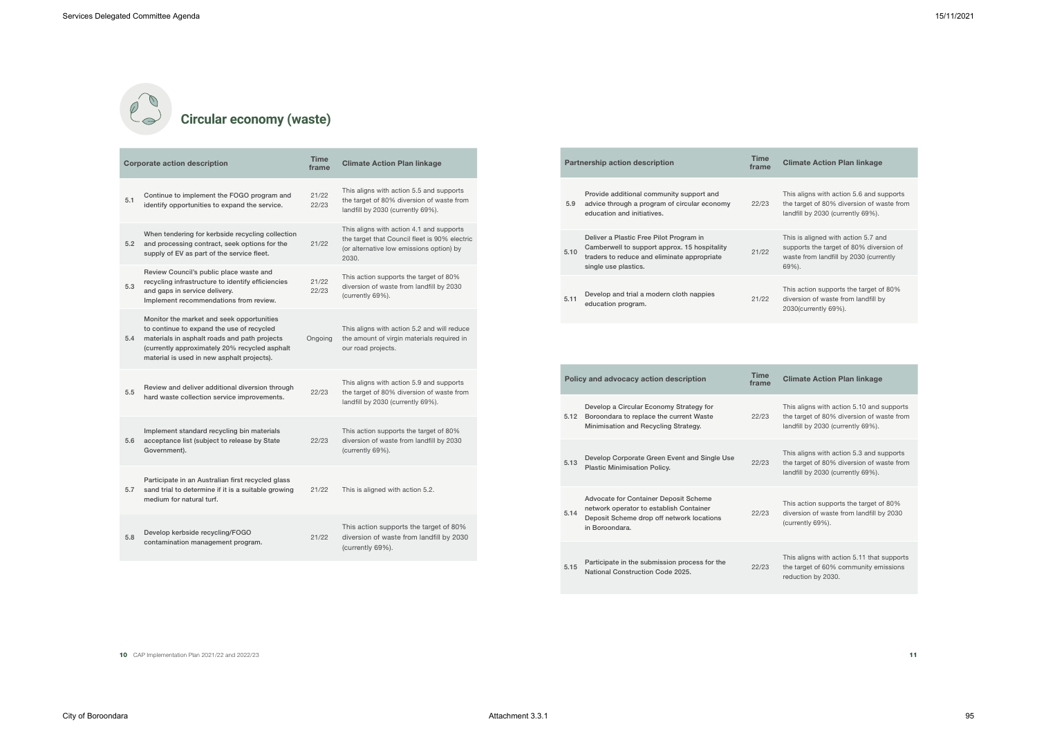## Circular economy (waste)

| | Corporate action description | Time frame | Climate Action Plan linkage |
|---|---|---|---|
| 5.1 | Continue to implement the FOGO program and identify opportunities to expand the service. | 21/22 22/23 | This aligns with action 5.5 and supports the target of 80% diversion of waste from landfill by 2030 (currently 69%). |
| 5.2 | When tendering for kerbside recycling collection and processing contract, seek options for the supply of EV as part of the service fleet. | 21/22 | This aligns with action 4.1 and supports the target that Council fleet is 90% electric (or alternative low emissions option) by 2030. |
| 5.3 | Review Council's public place waste and recycling infrastructure to identify efficiencies and gaps in service delivery. Implement recommendations from review. | 21/22 22/23 | This action supports the target of 80% diversion of waste from landfill by 2030 (currently 69%). |
| 5.4 | Monitor the market and seek opportunities to continue to expand the use of recycled materials in asphalt roads and path projects (currently approximately 20% recycled asphalt material is used in new asphalt projects). | Ongoing | This aligns with action 5.2 and will reduce the amount of virgin materials required in our road projects. |
| 5.5 | Review and deliver additional diversion through hard waste collection service improvements. | 22/23 | This aligns with action 5.9 and supports the target of 80% diversion of waste from landfill by 2030 (currently 69%). |
| 5.6 | Implement standard recycling bin materials acceptance list (subject to release by State Government). | 22/23 | This action supports the target of 80% diversion of waste from landfill by 2030 (currently 69%). |
| 5.7 | Participate in an Australian first recycled glass sand trial to determine if it is a suitable growing medium for natural turf. | 21/22 | This is aligned with action 5.2. |
| 5.8 | Develop kerbside recycling/FOGO contamination management program. | 21/22 | This action supports the target of 80% diversion of waste from landfill by 2030 (currently 69%). |

| | Partnership action description | Time frame | Climate Action Plan linkage |
|---|---|---|---|
| 5.9 | Provide additional community support and advice through a program of circular economy education and initiatives. | 22/23 | This aligns with action 5.6 and supports the target of 80% diversion of waste from landfill by 2030 (currently 69%). |
| 5.10 | Deliver a Plastic Free Pilot Program in Camberwell to support approx. 15 hospitality traders to reduce and eliminate appropriate single use plastics. | 21/22 | This is aligned with action 5.7 and supports the target of 80% diversion of waste from landfill by 2030 (currently 69%). |
| 5.11 | Develop and trial a modern cloth nappies education program. | 21/22 | This action supports the target of 80% diversion of waste from landfill by 2030(currently 69%). |

| | Policy and advocacy action description | Time frame | Climate Action Plan linkage |
|---|---|---|---|
| 5.12 | Develop a Circular Economy Strategy for Boroondara to replace the current Waste Minimisation and Recycling Strategy. | 22/23 | This aligns with action 5.10 and supports the target of 80% diversion of waste from landfill by 2030 (currently 69%). |
| 5.13 | Develop Corporate Green Event and Single Use Plastic Minimisation Policy. | 22/23 | This aligns with action 5.3 and supports the target of 80% diversion of waste from landfill by 2030 (currently 69%). |
| 5.14 | Advocate for Container Deposit Scheme network operator to establish Container Deposit Scheme drop off network locations in Boroondara. | 22/23 | This action supports the target of 80% diversion of waste from landfill by 2030 (currently 69%). |
| 5.15 | Participate in the submission process for the National Construction Code 2025. | 22/23 | This aligns with action 5.11 that supports the target of 60% community emissions reduction by 2030. |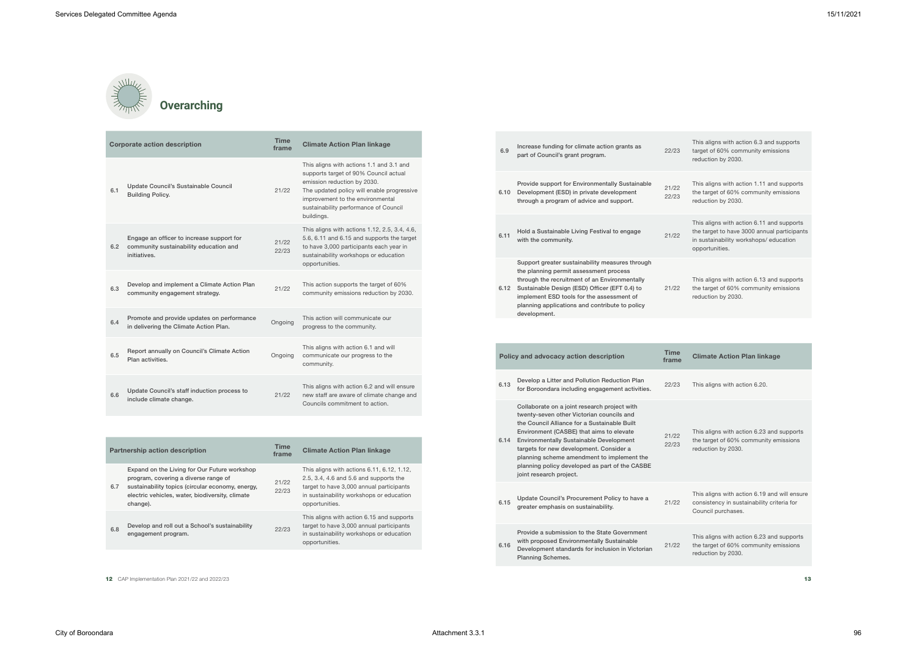## Overarching

| | Corporate action description | Time frame | Climate Action Plan linkage |
|---|---|---|---|
| 6.1 | Update Council's Sustainable Council Building Policy. | 21/22 | This aligns with actions 1.1 and 3.1 and supports target of 90% Council actual emission reduction by 2030. The updated policy will enable progressive improvement to the environmental sustainability performance of Council buildings. |
| 6.2 | Engage an officer to increase support for community sustainability education and initiatives. | 21/22 22/23 | This aligns with actions 1.12, 2.5, 3.4, 4.6, 5.6, 6.11 and 6.15 and supports the target to have 3,000 participants each year in sustainability workshops or education opportunities. |
| 6.3 | Develop and implement a Climate Action Plan community engagement strategy. | 21/22 | This action supports the target of 60% community emissions reduction by 2030. |
| 6.4 | Promote and provide updates on performance in delivering the Climate Action Plan. | Ongoing | This action will communicate our progress to the community. |
| 6.5 | Report annually on Council's Climate Action Plan activities. | Ongoing | This aligns with action 6.1 and will communicate our progress to the community. |
| 6.6 | Update Council's staff induction process to include climate change. | 21/22 | This aligns with action 6.2 and will ensure new staff are aware of climate change and Councils commitment to action. |

| | Partnership action description | Time frame | Climate Action Plan linkage |
|---|---|---|---|
| 6.7 | Expand on the Living for Our Future workshop program, covering a diverse range of sustainability topics (circular economy, energy, electric vehicles, water, biodiversity, climate change). | 21/22 22/23 | This aligns with actions 6.11, 6.12, 1.12, 2.5, 3.4, 4.6 and 5.6 and supports the target to have 3,000 annual participants in sustainability workshops or education opportunities. |
| 6.8 | Develop and roll out a School's sustainability engagement program. | 22/23 | This aligns with action 6.15 and supports target to have 3,000 annual participants in sustainability workshops or education opportunities. |
| 6.9 | Increase funding for climate action grants as part of Council's grant program. | 22/23 | This aligns with action 6.3 and supports target of 60% community emissions reduction by 2030. |
| 6.10 | Provide support for Environmentally Sustainable Development (ESD) in private development through a program of advice and support. | 21/22 22/23 | This aligns with action 1.11 and supports the target of 60% community emissions reduction by 2030. |
| 6.11 | Hold a Sustainable Living Festival to engage with the community. | 21/22 | This aligns with action 6.11 and supports the target to have 3000 annual participants in sustainability workshops/ education opportunities. |
| 6.12 | Support greater sustainability measures through the planning permit assessment process through the recruitment of an Environmentally Sustainable Design (ESD) Officer (EFT 0.4) to implement ESD tools for the assessment of planning applications and contribute to policy development. | 21/22 | This aligns with action 6.13 and supports the target of 60% community emissions reduction by 2030. |

| | Policy and advocacy action description | Time frame | Climate Action Plan linkage |
|---|---|---|---|
| 6.13 | Develop a Litter and Pollution Reduction Plan for Boroondara including engagement activities. | 22/23 | This aligns with action 6.20. |
| 6.14 | Collaborate on a joint research project with twenty-seven other Victorian councils and the Council Alliance for a Sustainable Built Environment (CASBE) that aims to elevate Environmentally Sustainable Development targets for new development. Consider a planning scheme amendment to implement the planning policy developed as part of the CASBE joint research project. | 21/22 22/23 | This aligns with action 6.23 and supports the target of 60% community emissions reduction by 2030. |
| 6.15 | Update Council's Procurement Policy to have a greater emphasis on sustainability. | 21/22 | This aligns with action 6.19 and will ensure consistency in sustainability criteria for Council purchases. |
| 6.16 | Provide a submission to the State Government with proposed Environmentally Sustainable Development standards for inclusion in Victorian Planning Schemes. | 21/22 | This aligns with action 6.23 and supports the target of 60% community emissions reduction by 2030. |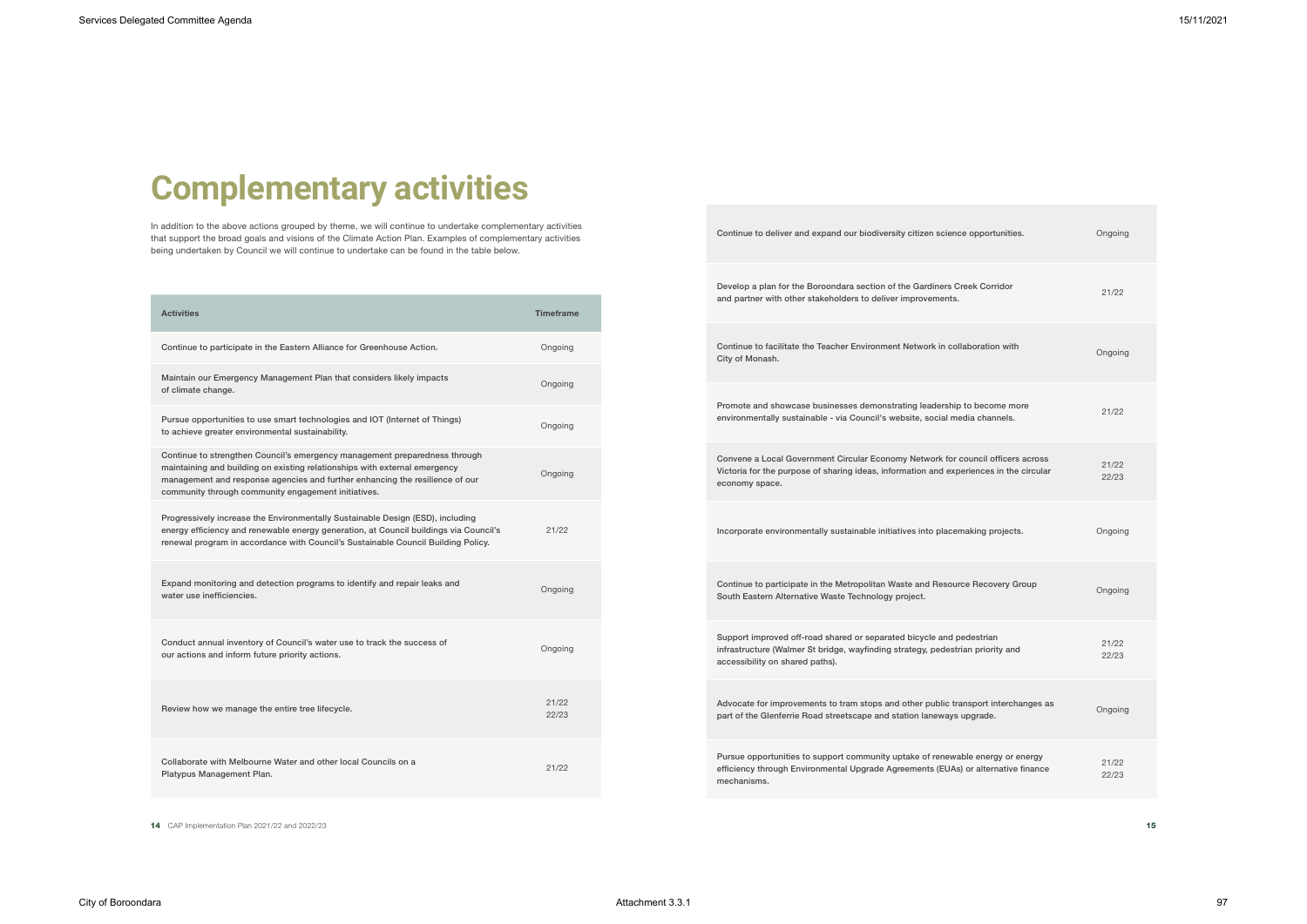# Complementary activities

In addition to the above actions grouped by theme, we will continue to undertake complementary activities that support the broad goals and visions of the Climate Action Plan. Examples of complementary activities being undertaken by Council we will continue to undertake can be found in the table below.

| Activities | Timeframe |
|---|---|
| Continue to participate in the Eastern Alliance for Greenhouse Action. | Ongoing |
| Maintain our Emergency Management Plan that considers likely impacts of climate change. | Ongoing |
| Pursue opportunities to use smart technologies and IOT (Internet of Things) to achieve greater environmental sustainability. | Ongoing |
| Continue to strengthen Council's emergency management preparedness through maintaining and building on existing relationships with external emergency management and response agencies and further enhancing the resilience of our community through community engagement initiatives. | Ongoing |
| Progressively increase the Environmentally Sustainable Design (ESD), including energy efficiency and renewable energy generation, at Council buildings via Council's renewal program in accordance with Council's Sustainable Council Building Policy. | 21/22 |
| Expand monitoring and detection programs to identify and repair leaks and water use inefficiencies. | Ongoing |
| Conduct annual inventory of Council's water use to track the success of our actions and inform future priority actions. | Ongoing |
| Review how we manage the entire tree lifecycle. | 21/22 22/23 |
| Collaborate with Melbourne Water and other local Councils on a Platypus Management Plan. | 21/22 |
| Continue to deliver and expand our biodiversity citizen science opportunities. | Ongoing |
| Develop a plan for the Boroondara section of the Gardiners Creek Corridor and partner with other stakeholders to deliver improvements. | 21/22 |
| Continue to facilitate the Teacher Environment Network in collaboration with City of Monash. | Ongoing |
| Promote and showcase businesses demonstrating leadership to become more environmentally sustainable - via Council's website, social media channels. | 21/22 |
| Convene a Local Government Circular Economy Network for council officers across Victoria for the purpose of sharing ideas, information and experiences in the circular economy space. | 21/22 22/23 |
| Incorporate environmentally sustainable initiatives into placemaking projects. | Ongoing |
| Continue to participate in the Metropolitan Waste and Resource Recovery Group South Eastern Alternative Waste Technology project. | Ongoing |
| Support improved off-road shared or separated bicycle and pedestrian infrastructure (Walmer St bridge, wayfinding strategy, pedestrian priority and accessibility on shared paths). | 21/22 22/23 |
| Advocate for improvements to tram stops and other public transport interchanges as part of the Glenferrie Road streetscape and station laneways upgrade. | Ongoing |
| Pursue opportunities to support community uptake of renewable energy or energy efficiency through Environmental Upgrade Agreements (EUAs) or alternative finance mechanisms. | 21/22 22/23 |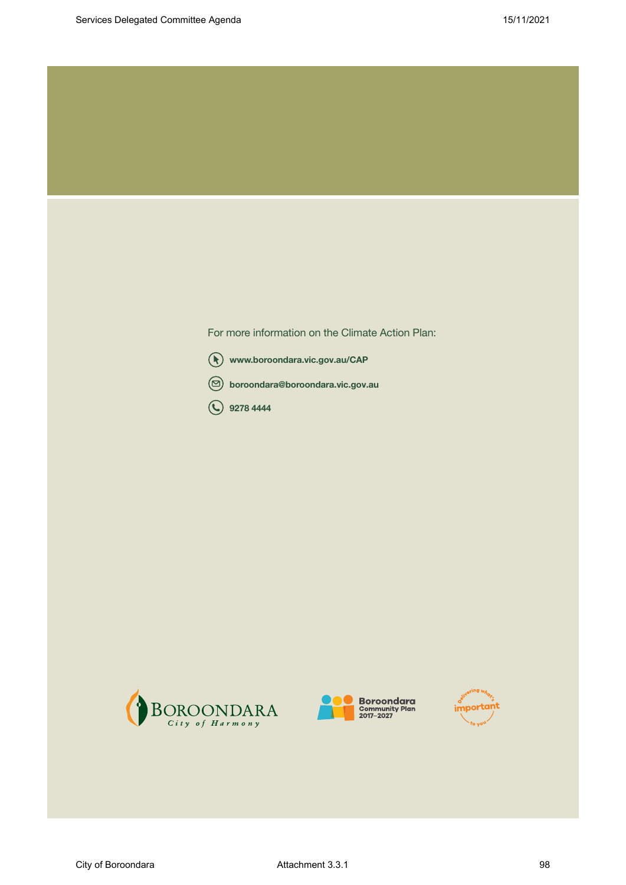For more information on the Climate Action Plan:

**www.boroondara.vic.gov.au/CAP**

**boroondara@boroondara.vic.gov.au**

**9278 4444**